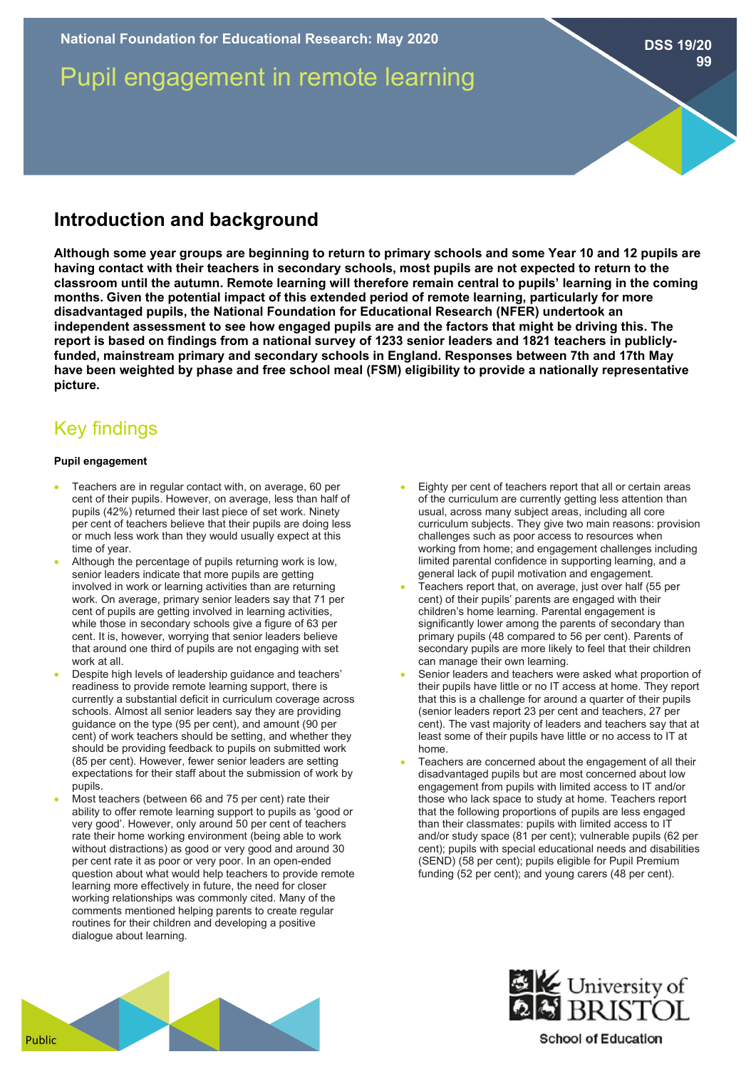National Foundation for Educational Research: May 2020

# Pupil engagement in remote learning

DSS 19/20 99

## Introduction and background

**Although some year groups are beginning to return to primary schools and some Year 10 and 12 pupils are having contact with their teachers in secondary schools, most pupils are not expected to return to the classroom until the autumn. Remote learning will therefore remain central to pupils' learning in the coming months. Given the potential impact of this extended period of remote learning, particularly for more disadvantaged pupils, the National Foundation for Educational Research (NFER) undertook an independent assessment to see how engaged pupils are and the factors that might be driving this. The report is based on findings from a national survey of 1233 senior leaders and 1821 teachers in publicly-funded, mainstream primary and secondary schools in England. Responses between 7th and 17th May have been weighted by phase and free school meal (FSM) eligibility to provide a nationally representative picture.**

## Key findings

#### Pupil engagement

- Teachers are in regular contact with, on average, 60 per cent of their pupils. However, on average, less than half of pupils (42%) returned their last piece of set work. Ninety per cent of teachers believe that their pupils are doing less or much less work than they would usually expect at this time of year.
- Although the percentage of pupils returning work is low, senior leaders indicate that more pupils are getting involved in work or learning activities than are returning work. On average, primary senior leaders say that 71 per cent of pupils are getting involved in learning activities, while those in secondary schools give a figure of 63 per cent. It is, however, worrying that senior leaders believe that around one third of pupils are not engaging with set work at all.
- Despite high levels of leadership guidance and teachers' readiness to provide remote learning support, there is currently a substantial deficit in curriculum coverage across schools. Almost all senior leaders say they are providing guidance on the type (95 per cent), and amount (90 per cent) of work teachers should be setting, and whether they should be providing feedback to pupils on submitted work (85 per cent). However, fewer senior leaders are setting expectations for their staff about the submission of work by pupils.
- Most teachers (between 66 and 75 per cent) rate their ability to offer remote learning support to pupils as 'good or very good'. However, only around 50 per cent of teachers rate their home working environment (being able to work without distractions) as good or very good and around 30 per cent rate it as poor or very poor. In an open-ended question about what would help teachers to provide remote learning more effectively in future, the need for closer working relationships was commonly cited. Many of the comments mentioned helping parents to create regular routines for their children and developing a positive dialogue about learning.
- Eighty per cent of teachers report that all or certain areas of the curriculum are currently getting less attention than usual, across many subject areas, including all core curriculum subjects. They give two main reasons: provision challenges such as poor access to resources when working from home; and engagement challenges including limited parental confidence in supporting learning, and a general lack of pupil motivation and engagement.
- Teachers report that, on average, just over half (55 per cent) of their pupils' parents are engaged with their children's home learning. Parental engagement is significantly lower among the parents of secondary than primary pupils (48 compared to 56 per cent). Parents of secondary pupils are more likely to feel that their children can manage their own learning.
- Senior leaders and teachers were asked what proportion of their pupils have little or no IT access at home. They report that this is a challenge for around a quarter of their pupils (senior leaders report 23 per cent and teachers, 27 per cent). The vast majority of leaders and teachers say that at least some of their pupils have little or no access to IT at home.
- Teachers are concerned about the engagement of all their disadvantaged pupils but are most concerned about low engagement from pupils with limited access to IT and/or those who lack space to study at home. Teachers report that the following proportions of pupils are less engaged than their classmates: pupils with limited access to IT and/or study space (81 per cent); vulnerable pupils (62 per cent); pupils with special educational needs and disabilities (SEND) (58 per cent); pupils eligible for Pupil Premium funding (52 per cent); and young carers (48 per cent).

Public

University of BRISTOL

School of Education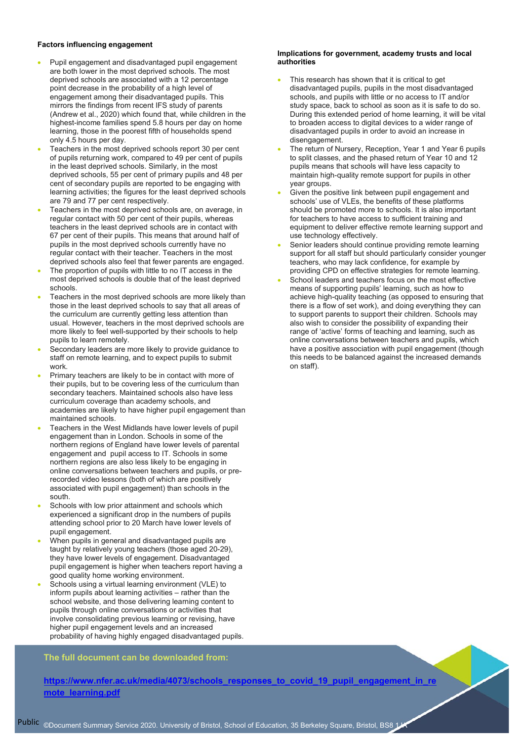### Factors influencing engagement

- Pupil engagement and disadvantaged pupil engagement are both lower in the most deprived schools. The most deprived schools are associated with a 12 percentage point decrease in the probability of a high level of engagement among their disadvantaged pupils. This mirrors the findings from recent IFS study of parents (Andrew et al., 2020) which found that, while children in the highest-income families spend 5.8 hours per day on home learning, those in the poorest fifth of households spend only 4.5 hours per day.
- Teachers in the most deprived schools report 30 per cent of pupils returning work, compared to 49 per cent of pupils in the least deprived schools. Similarly, in the most deprived schools, 55 per cent of primary pupils and 48 per cent of secondary pupils are reported to be engaging with learning activities; the figures for the least deprived schools are 79 and 77 per cent respectively.
- Teachers in the most deprived schools are, on average, in regular contact with 50 per cent of their pupils, whereas teachers in the least deprived schools are in contact with 67 per cent of their pupils. This means that around half of pupils in the most deprived schools currently have no regular contact with their teacher. Teachers in the most deprived schools also feel that fewer parents are engaged.
- The proportion of pupils with little to no IT access in the most deprived schools is double that of the least deprived schools.
- Teachers in the most deprived schools are more likely than those in the least deprived schools to say that all areas of the curriculum are currently getting less attention than usual. However, teachers in the most deprived schools are more likely to feel well-supported by their schools to help pupils to learn remotely.
- Secondary leaders are more likely to provide guidance to staff on remote learning, and to expect pupils to submit work.
- Primary teachers are likely to be in contact with more of their pupils, but to be covering less of the curriculum than secondary teachers. Maintained schools also have less curriculum coverage than academy schools, and academies are likely to have higher pupil engagement than maintained schools.
- Teachers in the West Midlands have lower levels of pupil engagement than in London. Schools in some of the northern regions of England have lower levels of parental engagement and pupil access to IT. Schools in some northern regions are also less likely to be engaging in online conversations between teachers and pupils, or pre-recorded video lessons (both of which are positively associated with pupil engagement) than schools in the south.
- Schools with low prior attainment and schools which experienced a significant drop in the numbers of pupils attending school prior to 20 March have lower levels of pupil engagement.
- When pupils in general and disadvantaged pupils are taught by relatively young teachers (those aged 20-29), they have lower levels of engagement. Disadvantaged pupil engagement is higher when teachers report having a good quality home working environment.
- Schools using a virtual learning environment (VLE) to inform pupils about learning activities – rather than the school website, and those delivering learning content to pupils through online conversations or activities that involve consolidating previous learning or revising, have higher pupil engagement levels and an increased probability of having highly engaged disadvantaged pupils.

### Implications for government, academy trusts and local authorities

- This research has shown that it is critical to get disadvantaged pupils, pupils in the most disadvantaged schools, and pupils with little or no access to IT and/or study space, back to school as soon as it is safe to do so. During this extended period of home learning, it will be vital to broaden access to digital devices to a wider range of disadvantaged pupils in order to avoid an increase in disengagement.
- The return of Nursery, Reception, Year 1 and Year 6 pupils to split classes, and the phased return of Year 10 and 12 pupils means that schools will have less capacity to maintain high-quality remote support for pupils in other year groups.
- Given the positive link between pupil engagement and schools' use of VLEs, the benefits of these platforms should be promoted more to schools. It is also important for teachers to have access to sufficient training and equipment to deliver effective remote learning support and use technology effectively.
- Senior leaders should continue providing remote learning support for all staff but should particularly consider younger teachers, who may lack confidence, for example by providing CPD on effective strategies for remote learning.
- School leaders and teachers focus on the most effective means of supporting pupils' learning, such as how to achieve high-quality teaching (as opposed to ensuring that there is a flow of set work), and doing everything they can to support parents to support their children. Schools may also wish to consider the possibility of expanding their range of 'active' forms of teaching and learning, such as online conversations between teachers and pupils, which have a positive association with pupil engagement (though this needs to be balanced against the increased demands on staff).

**The full document can be downloaded from:**

https://www.nfer.ac.uk/media/4073/schools_responses_to_covid_19_pupil_engagement_in_remote_learning.pdf

©Document Summary Service 2020. University of Bristol, School of Education, 35 Berkeley Square, Bristol, BS8 1JA